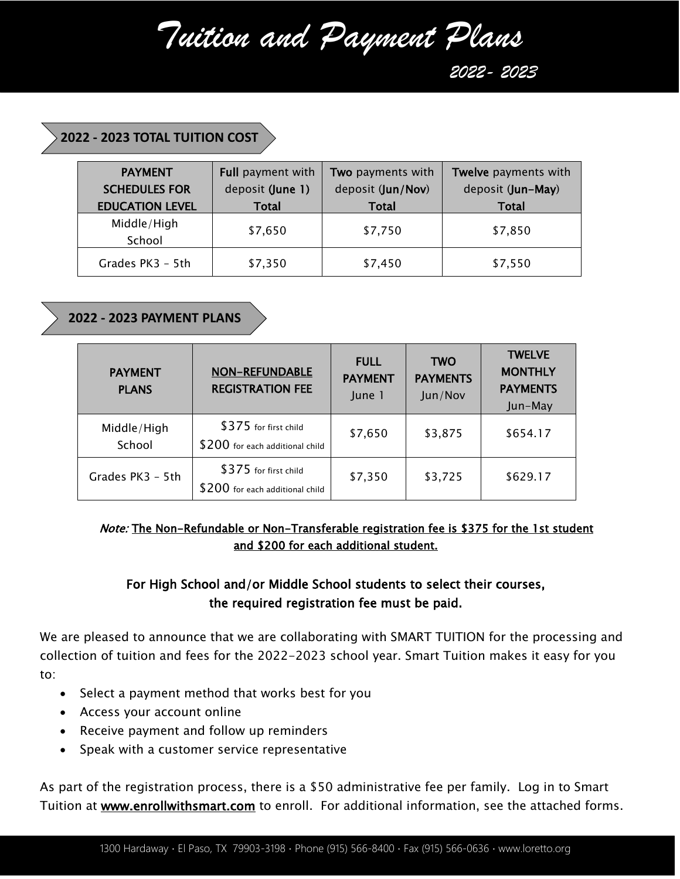# Tuition and Payment Plans

2022- 2023

## 2022 - 2023 TOTAL TUITION COST

| PAYMENT SCHEDULES FOR EDUCATION LEVEL | **Full** payment with deposit **(June 1)** **Total** | **Two** payments with deposit (**Jun/Nov**) **Total** | **Twelve** payments with deposit (**Jun-May**) **Total** |
|---|---|---|---|
| Middle/High School | $7,650 | $7,750 | $7,850 |
| Grades PK3 – 5th | $7,350 | $7,450 | $7,550 |

## 2022 - 2023 PAYMENT PLANS

| PAYMENT PLANS | NON-REFUNDABLE REGISTRATION FEE | **FULL PAYMENT** June 1 | **TWO PAYMENTS** Jun/Nov | **TWELVE MONTHLY PAYMENTS** Jun-May |
|---|---|---|---|---|
| Middle/High School | $375 for first child<br>$200 for each additional child | $7,650 | $3,875 | $654.17 |
| Grades PK3 – 5th | $375 for first child<br>$200 for each additional child | $7,350 | $3,725 | $629.17 |

*Note:* The Non-Refundable or Non-Transferable registration fee is $375 for the 1st student and $200 for each additional student.

**For High School and/or Middle School students to select their courses, the required registration fee must be paid.**

We are pleased to announce that we are collaborating with SMART TUITION for the processing and collection of tuition and fees for the 2022-2023 school year. Smart Tuition makes it easy for you to:

- Select a payment method that works best for you
- Access your account online
- Receive payment and follow up reminders
- Speak with a customer service representative

As part of the registration process, there is a $50 administrative fee per family. Log in to Smart Tuition at **www.enrollwithsmart.com** to enroll. For additional information, see the attached forms.

1300 Hardaway · El Paso, TX 79903-3198 · Phone (915) 566-8400 · Fax (915) 566-0636 · www.loretto.org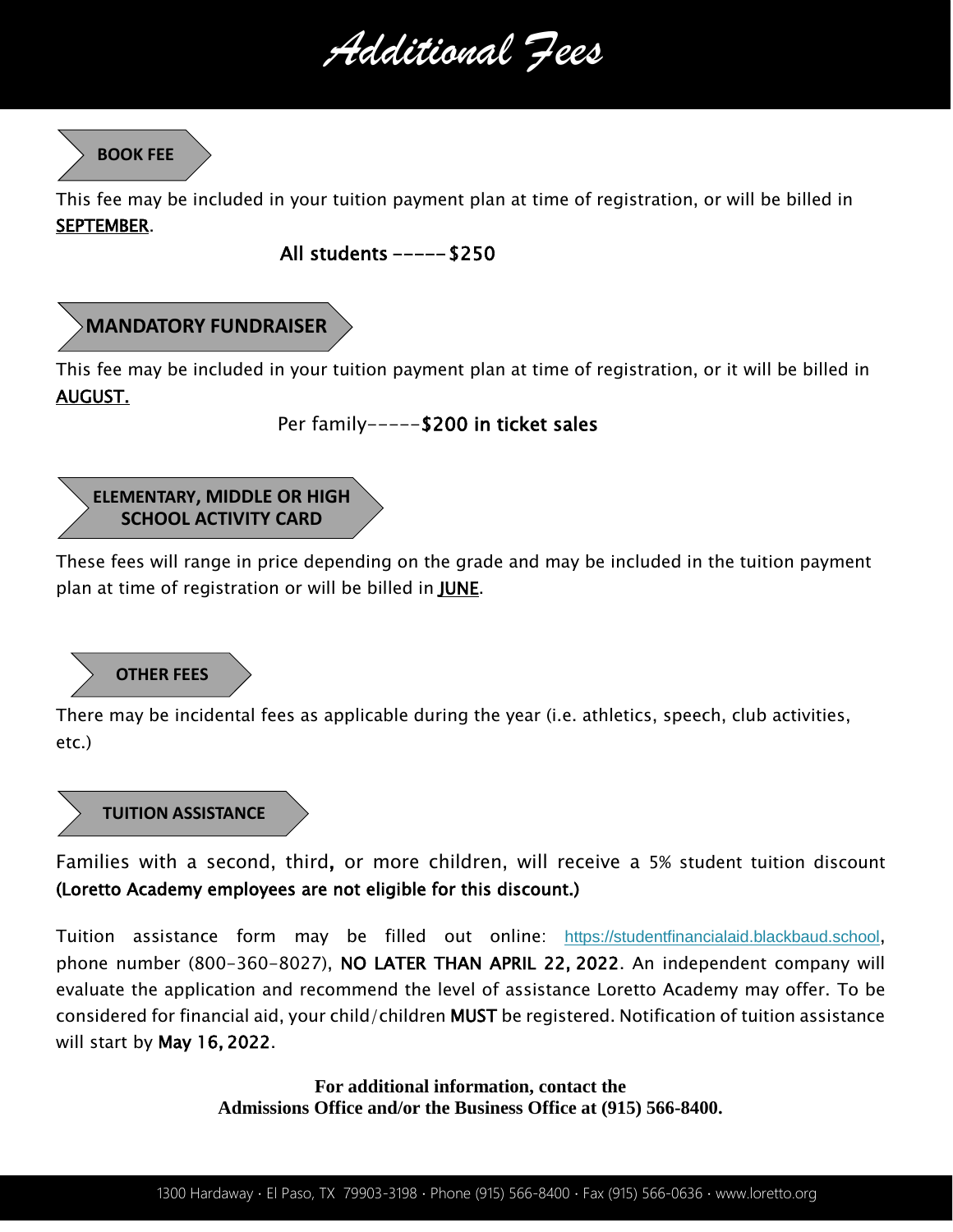# *Additional Fees*

## BOOK FEE

This fee may be included in your tuition payment plan at time of registration, or will be billed in **SEPTEMBER**.

**All students ----- $250**

## MANDATORY FUNDRAISER

This fee may be included in your tuition payment plan at time of registration, or it will be billed in **AUGUST.**

Per family----- **$200 in ticket sales**

## ELEMENTARY, MIDDLE OR HIGH SCHOOL ACTIVITY CARD

These fees will range in price depending on the grade and may be included in the tuition payment plan at time of registration or will be billed in **JUNE**.

## OTHER FEES

There may be incidental fees as applicable during the year (i.e. athletics, speech, club activities, etc.)

## TUITION ASSISTANCE

Families with a second, third, or more children, will receive a 5% student tuition discount **(Loretto Academy employees are not eligible for this discount.)**

Tuition assistance form may be filled out online: https://studentfinancialaid.blackbaud.school, phone number (800-360-8027), **NO LATER THAN APRIL 22, 2022**. An independent company will evaluate the application and recommend the level of assistance Loretto Academy may offer. To be considered for financial aid, your child/children **MUST** be registered. Notification of tuition assistance will start by **May 16, 2022**.

**For additional information, contact the Admissions Office and/or the Business Office at (915) 566-8400.**

1300 Hardaway · El Paso, TX 79903-3198 · Phone (915) 566-8400 · Fax (915) 566-0636 · www.loretto.org